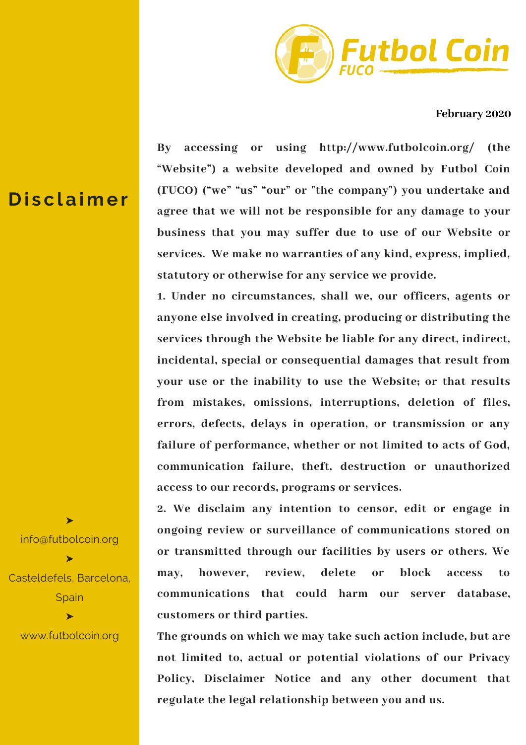Futbol Coin
FUCO

**February 2020**

# Disclaimer

**By accessing or using http://www.futbolcoin.org/ (the "Website") a website developed and owned by Futbol Coin (FUCO) ("we" "us" "our" or "the company") you undertake and agree that we will not be responsible for any damage to your business that you may suffer due to use of our Website or services. We make no warranties of any kind, express, implied, statutory or otherwise for any service we provide.**

**1. Under no circumstances, shall we, our officers, agents or anyone else involved in creating, producing or distributing the services through the Website be liable for any direct, indirect, incidental, special or consequential damages that result from your use or the inability to use the Website; or that results from mistakes, omissions, interruptions, deletion of files, errors, defects, delays in operation, or transmission or any failure of performance, whether or not limited to acts of God, communication failure, theft, destruction or unauthorized access to our records, programs or services.**

**2. We disclaim any intention to censor, edit or engage in ongoing review or surveillance of communications stored on or transmitted through our facilities by users or others. We may, however, review, delete or block access to communications that could harm our server database, customers or third parties.**

**The grounds on which we may take such action include, but are not limited to, actual or potential violations of our Privacy Policy, Disclaimer Notice and any other document that regulate the legal relationship between you and us.**

➤ info@futbolcoin.org

➤ Casteldefels, Barcelona, Spain

➤ www.futbolcoin.org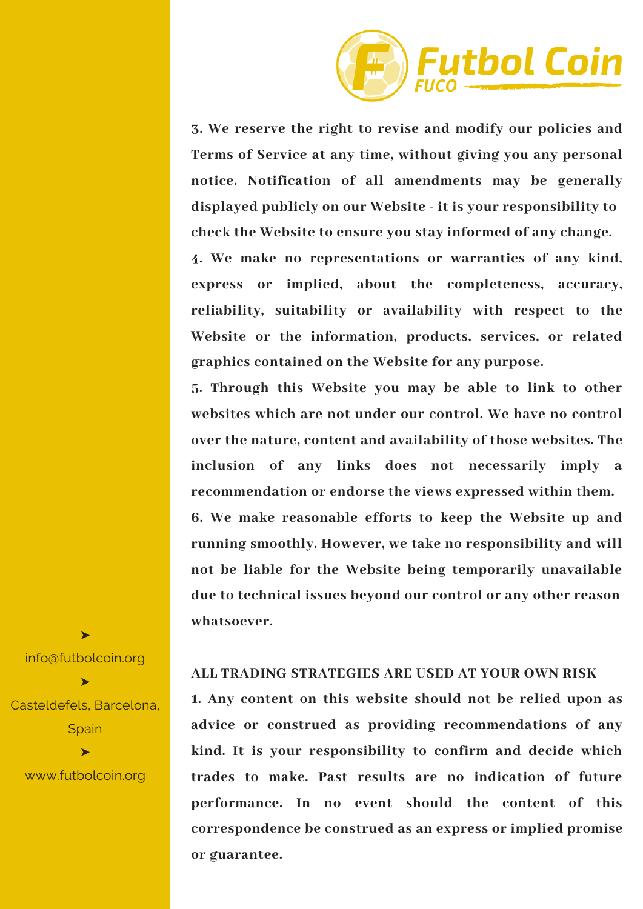3. We reserve the right to revise and modify our policies and Terms of Service at any time, without giving you any personal notice. Notification of all amendments may be generally displayed publicly on our Website - it is your responsibility to check the Website to ensure you stay informed of any change.

4. We make no representations or warranties of any kind, express or implied, about the completeness, accuracy, reliability, suitability or availability with respect to the Website or the information, products, services, or related graphics contained on the Website for any purpose.

5. Through this Website you may be able to link to other websites which are not under our control. We have no control over the nature, content and availability of those websites. The inclusion of any links does not necessarily imply a recommendation or endorse the views expressed within them.

6. We make reasonable efforts to keep the Website up and running smoothly. However, we take no responsibility and will not be liable for the Website being temporarily unavailable due to technical issues beyond our control or any other reason whatsoever.

## ALL TRADING STRATEGIES ARE USED AT YOUR OWN RISK

1. Any content on this website should not be relied upon as advice or construed as providing recommendations of any kind. It is your responsibility to confirm and decide which trades to make. Past results are no indication of future performance. In no event should the content of this correspondence be construed as an express or implied promise or guarantee.

➤ info@futbolcoin.org

➤ Casteldefels, Barcelona, Spain

➤ www.futbolcoin.org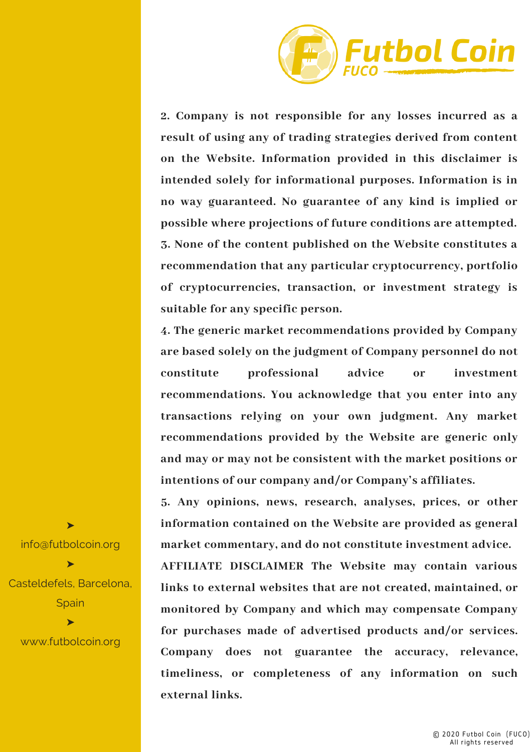**2. Company is not responsible for any losses incurred as a result of using any of trading strategies derived from content on the Website. Information provided in this disclaimer is intended solely for informational purposes. Information is in no way guaranteed. No guarantee of any kind is implied or possible where projections of future conditions are attempted.**

**3. None of the content published on the Website constitutes a recommendation that any particular cryptocurrency, portfolio of cryptocurrencies, transaction, or investment strategy is suitable for any specific person.**

**4. The generic market recommendations provided by Company are based solely on the judgment of Company personnel do not constitute professional advice or investment recommendations. You acknowledge that you enter into any transactions relying on your own judgment. Any market recommendations provided by the Website are generic only and may or may not be consistent with the market positions or intentions of our company and/or Company's affiliates.**

**5. Any opinions, news, research, analyses, prices, or other information contained on the Website are provided as general market commentary, and do not constitute investment advice.**

**AFFILIATE DISCLAIMER The Website may contain various links to external websites that are not created, maintained, or monitored by Company and which may compensate Company for purchases made of advertised products and/or services. Company does not guarantee the accuracy, relevance, timeliness, or completeness of any information on such external links.**

➤ info@futbolcoin.org

➤ Casteldefels, Barcelona, Spain

➤ www.futbolcoin.org

© 2020 Futbol Coin (FUCO)
All rights reserved